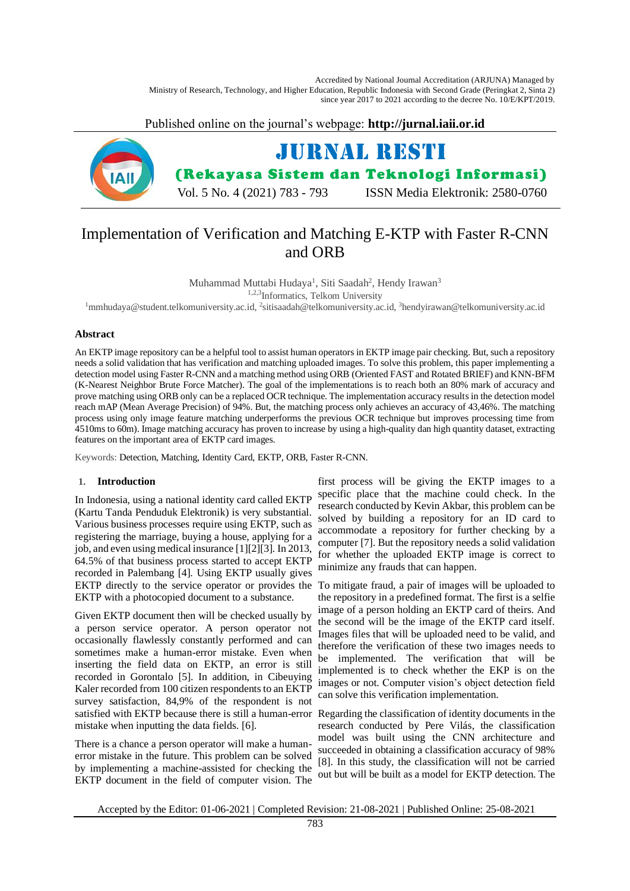Accredited by National Journal Accreditation (ARJUNA) Managed by Ministry of Research, Technology, and Higher Education, Republic Indonesia with Second Grade (Peringkat 2, Sinta 2) since year 2017 to 2021 according to the decree No. 10/E/KPT/2019.

Published online on the journal's webpage: **http://jurnal.iaii.or.id**

# JURNAL RESTI

**(Rekayasa Sistem dan Teknologi Informasi)**

Vol. 5 No. 4 (2021) 783 - 793 ISSN Media Elektronik: 2580-0760

# Implementation of Verification and Matching E-KTP with Faster R-CNN and ORB

Muhammad Muttabi Hudaya[1], Siti Saadah[2], Hendy Irawan[3]

[1,2,3]Informatics, Telkom University

[1]mmhudaya@student.telkomuniversity.ac.id, [2]sitisaadah@telkomuniversity.ac.id, [3]hendyirawan@telkomuniversity.ac.id

### Abstract

An EKTP image repository can be a helpful tool to assist human operators in EKTP image pair checking. But, such a repository needs a solid validation that has verification and matching uploaded images. To solve this problem, this paper implementing a detection model using Faster R-CNN and a matching method using ORB (Oriented FAST and Rotated BRIEF) and KNN-BFM (K-Nearest Neighbor Brute Force Matcher). The goal of the implementations is to reach both an 80% mark of accuracy and prove matching using ORB only can be a replaced OCR technique. The implementation accuracy results in the detection model reach mAP (Mean Average Precision) of 94%. But, the matching process only achieves an accuracy of 43,46%. The matching process using only image feature matching underperforms the previous OCR technique but improves processing time from 4510ms to 60m). Image matching accuracy has proven to increase by using a high-quality dan high quantity dataset, extracting features on the important area of EKTP card images.

Keywords: Detection, Matching, Identity Card, EKTP, ORB, Faster R-CNN.

## 1. Introduction

In Indonesia, using a national identity card called EKTP (Kartu Tanda Penduduk Elektronik) is very substantial. Various business processes require using EKTP, such as registering the marriage, buying a house, applying for a job, and even using medical insurance [1][2][3]. In 2013, 64.5% of that business process started to accept EKTP recorded in Palembang [4]. Using EKTP usually gives EKTP directly to the service operator or provides the EKTP with a photocopied document to a substance.

Given EKTP document then will be checked usually by a person service operator. A person operator not occasionally flawlessly constantly performed and can sometimes make a human-error mistake. Even when inserting the field data on EKTP, an error is still recorded in Gorontalo [5]. In addition, in Cibeuying Kaler recorded from 100 citizen respondents to an EKTP survey satisfaction, 84,9% of the respondent is not satisfied with EKTP because there is still a human-error mistake when inputting the data fields. [6].

There is a chance a person operator will make a human-error mistake in the future. This problem can be solved by implementing a machine-assisted for checking the EKTP document in the field of computer vision. The first process will be giving the EKTP images to a specific place that the machine could check. In the research conducted by Kevin Akbar, this problem can be solved by building a repository for an ID card to accommodate a repository for further checking by a computer [7]. But the repository needs a solid validation for whether the uploaded EKTP image is correct to minimize any frauds that can happen.

To mitigate fraud, a pair of images will be uploaded to the repository in a predefined format. The first is a selfie image of a person holding an EKTP card of theirs. And the second will be the image of the EKTP card itself. Images files that will be uploaded need to be valid, and therefore the verification of these two images needs to be implemented. The verification that will be implemented is to check whether the EKP is on the images or not. Computer vision's object detection field can solve this verification implementation.

Regarding the classification of identity documents in the research conducted by Pere Vilás, the classification model was built using the CNN architecture and succeeded in obtaining a classification accuracy of 98% [8]. In this study, the classification will not be carried out but will be built as a model for EKTP detection. The

Accepted by the Editor: 01-06-2021 | Completed Revision: 21-08-2021 | Published Online: 25-08-2021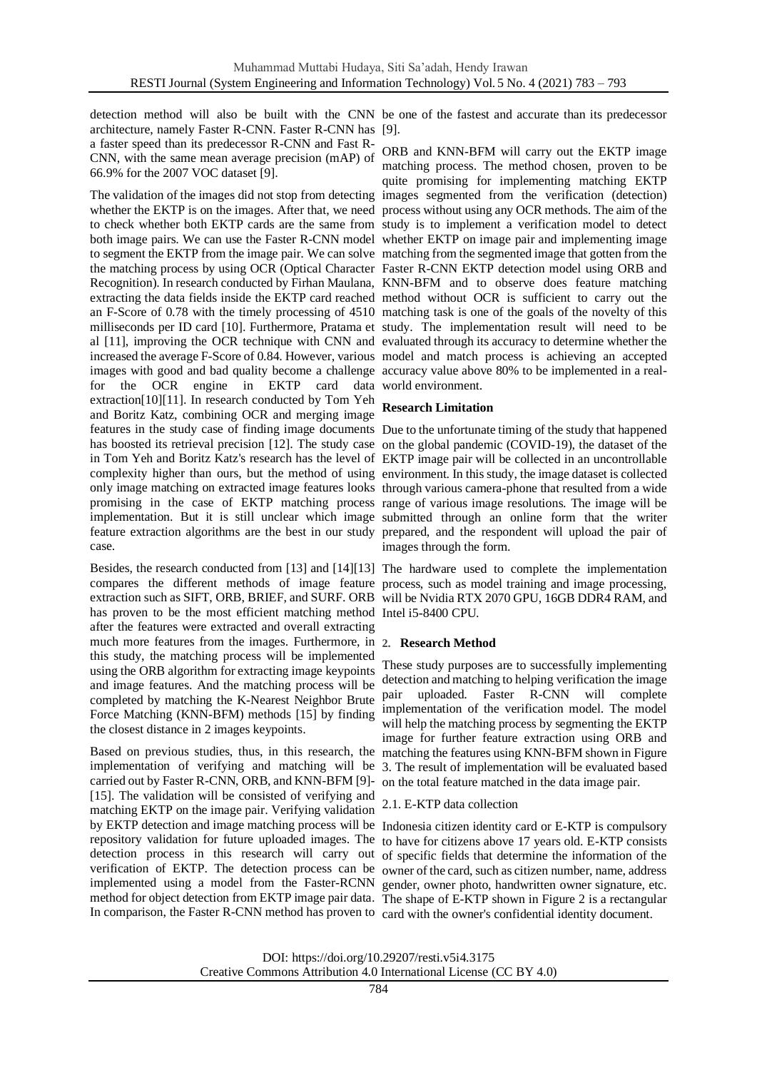detection method will also be built with the CNN architecture, namely Faster R-CNN. Faster R-CNN has a faster speed than its predecessor R-CNN and Fast R-CNN, with the same mean average precision (mAP) of 66.9% for the 2007 VOC dataset [9].

The validation of the images did not stop from detecting whether the EKTP is on the images. After that, we need to check whether both EKTP cards are the same from both image pairs. We can use the Faster R-CNN model to segment the EKTP from the image pair. We can solve the matching process by using OCR (Optical Character Recognition). In research conducted by Firhan Maulana, extracting the data fields inside the EKTP card reached an F-Score of 0.78 with the timely processing of 4510 milliseconds per ID card [10]. Furthermore, Pratama et al [11], improving the OCR technique with CNN and increased the average F-Score of 0.84. However, various images with good and bad quality become a challenge for the OCR engine in EKTP card data extraction[10][11]. In research conducted by Tom Yeh and Boritz Katz, combining OCR and merging image features in the study case of finding image documents has boosted its retrieval precision [12]. The study case in Tom Yeh and Boritz Katz's research has the level of complexity higher than ours, but the method of using only image matching on extracted image features looks promising in the case of EKTP matching process implementation. But it is still unclear which image feature extraction algorithms are the best in our study case.

Besides, the research conducted from [13] and [14][13] compares the different methods of image feature extraction such as SIFT, ORB, BRIEF, and SURF. ORB has proven to be the most efficient matching method after the features were extracted and overall extracting much more features from the images. Furthermore, in this study, the matching process will be implemented using the ORB algorithm for extracting image keypoints and image features. And the matching process will be completed by matching the K-Nearest Neighbor Brute Force Matching (KNN-BFM) methods [15] by finding the closest distance in 2 images keypoints.

Based on previous studies, thus, in this research, the implementation of verifying and matching will be carried out by Faster R-CNN, ORB, and KNN-BFM [9]-[15]. The validation will be consisted of verifying and matching EKTP on the image pair. Verifying validation by EKTP detection and image matching process will be repository validation for future uploaded images. The detection process in this research will carry out verification of EKTP. The detection process can be implemented using a model from the Faster-RCNN method for object detection from EKTP image pair data. In comparison, the Faster R-CNN method has proven to be one of the fastest and accurate than its predecessor [9].

ORB and KNN-BFM will carry out the EKTP image matching process. The method chosen, proven to be quite promising for implementing matching EKTP images segmented from the verification (detection) process without using any OCR methods. The aim of the study is to implement a verification model to detect whether EKTP on image pair and implementing image matching from the segmented image that gotten from the Faster R-CNN EKTP detection model using ORB and KNN-BFM and to observe does feature matching method without OCR is sufficient to carry out the matching task is one of the goals of the novelty of this study. The implementation result will need to be evaluated through its accuracy to determine whether the model and match process is achieving an accepted accuracy value above 80% to be implemented in a real-world environment.

**Research Limitation**

Due to the unfortunate timing of the study that happened on the global pandemic (COVID-19), the dataset of the EKTP image pair will be collected in an uncontrollable environment. In this study, the image dataset is collected through various camera-phone that resulted from a wide range of various image resolutions. The image will be submitted through an online form that the writer prepared, and the respondent will upload the pair of images through the form.

The hardware used to complete the implementation process, such as model training and image processing, will be Nvidia RTX 2070 GPU, 16GB DDR4 RAM, and Intel i5-8400 CPU.

## 2. Research Method

These study purposes are to successfully implementing detection and matching to helping verification the image pair uploaded. Faster R-CNN will complete implementation of the verification model. The model will help the matching process by segmenting the EKTP image for further feature extraction using ORB and matching the features using KNN-BFM shown in Figure 3. The result of implementation will be evaluated based on the total feature matched in the data image pair.

### 2.1. E-KTP data collection

Indonesia citizen identity card or E-KTP is compulsory to have for citizens above 17 years old. E-KTP consists of specific fields that determine the information of the owner of the card, such as citizen number, name, address gender, owner photo, handwritten owner signature, etc. The shape of E-KTP shown in Figure 2 is a rectangular card with the owner's confidential identity document.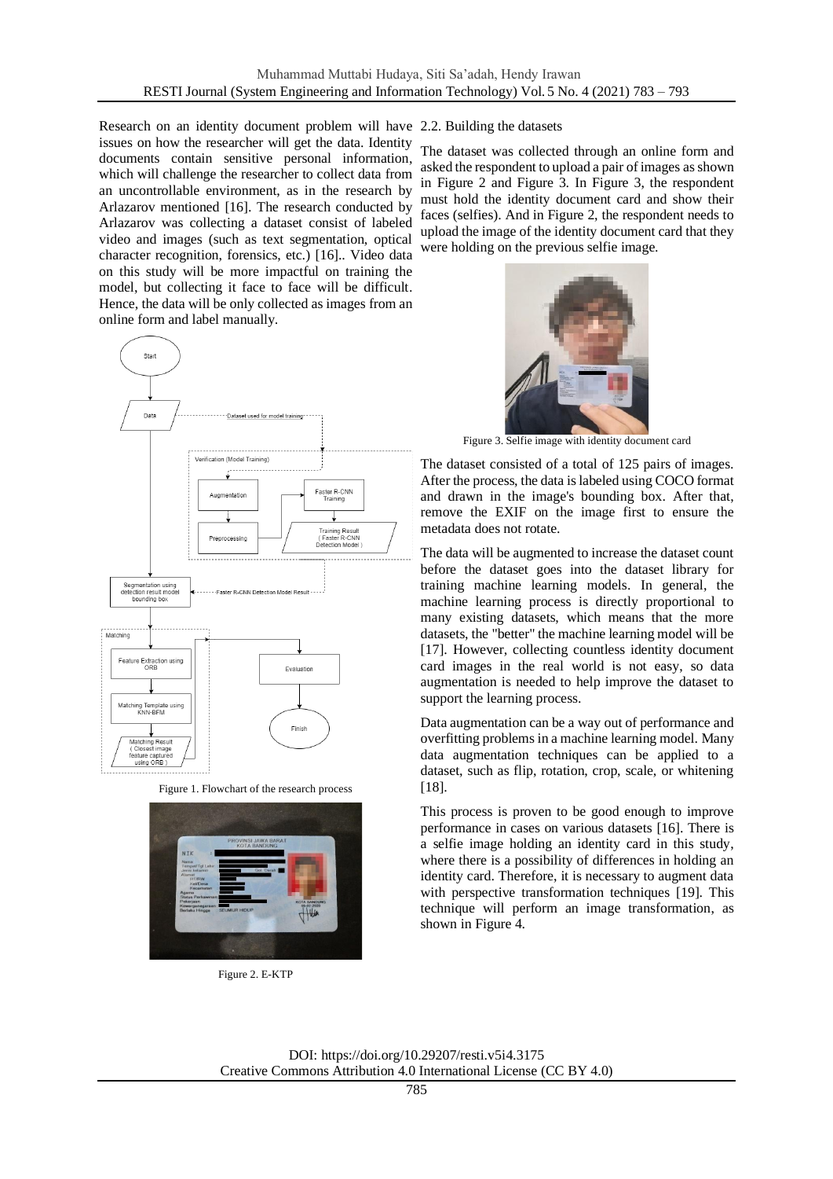Research on an identity document problem will have issues on how the researcher will get the data. Identity documents contain sensitive personal information, which will challenge the researcher to collect data from an uncontrollable environment, as in the research by Arlazarov mentioned [16]. The research conducted by Arlazarov was collecting a dataset consist of labeled video and images (such as text segmentation, optical character recognition, forensics, etc.) [16].. Video data on this study will be more impactful on training the model, but collecting it face to face will be difficult. Hence, the data will be only collected as images from an online form and label manually.

Figure 1. Flowchart of the research process

Figure 2. E-KTP

### 2.2. Building the datasets

The dataset was collected through an online form and asked the respondent to upload a pair of images as shown in Figure 2 and Figure 3. In Figure 3, the respondent must hold the identity document card and show their faces (selfies). And in Figure 2, the respondent needs to upload the image of the identity document card that they were holding on the previous selfie image.

Figure 3. Selfie image with identity document card

The dataset consisted of a total of 125 pairs of images. After the process, the data is labeled using COCO format and drawn in the image's bounding box. After that, remove the EXIF on the image first to ensure the metadata does not rotate.

The data will be augmented to increase the dataset count before the dataset goes into the dataset library for training machine learning models. In general, the machine learning process is directly proportional to many existing datasets, which means that the more datasets, the "better" the machine learning model will be [17]. However, collecting countless identity document card images in the real world is not easy, so data augmentation is needed to help improve the dataset to support the learning process.

Data augmentation can be a way out of performance and overfitting problems in a machine learning model. Many data augmentation techniques can be applied to a dataset, such as flip, rotation, crop, scale, or whitening [18].

This process is proven to be good enough to improve performance in cases on various datasets [16]. There is a selfie image holding an identity card in this study, where there is a possibility of differences in holding an identity card. Therefore, it is necessary to augment data with perspective transformation techniques [19]. This technique will perform an image transformation, as shown in Figure 4.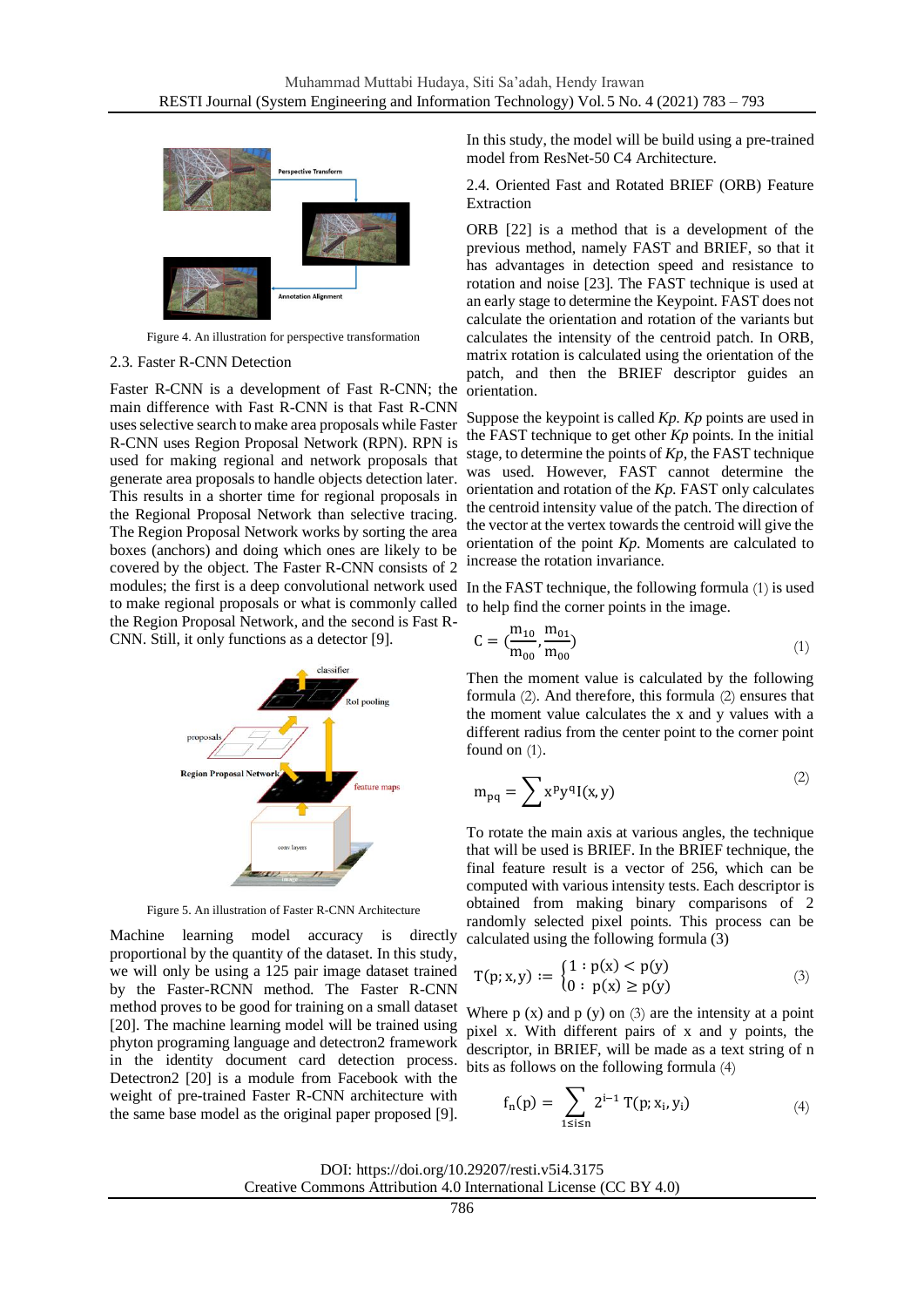Figure 4. An illustration for perspective transformation

### 2.3. Faster R-CNN Detection

Faster R-CNN is a development of Fast R-CNN; the main difference with Fast R-CNN is that Fast R-CNN uses selective search to make area proposals while Faster R-CNN uses Region Proposal Network (RPN). RPN is used for making regional and network proposals that generate area proposals to handle objects detection later. This results in a shorter time for regional proposals in the Regional Proposal Network than selective tracing. The Region Proposal Network works by sorting the area boxes (anchors) and doing which ones are likely to be covered by the object. The Faster R-CNN consists of 2 modules; the first is a deep convolutional network used to make regional proposals or what is commonly called the Region Proposal Network, and the second is Fast R-CNN. Still, it only functions as a detector [9].

Figure 5. An illustration of Faster R-CNN Architecture

Machine learning model accuracy is directly proportional by the quantity of the dataset. In this study, we will only be using a 125 pair image dataset trained by the Faster-RCNN method. The Faster R-CNN method proves to be good for training on a small dataset [20]. The machine learning model will be trained using phyton programing language and detectron2 framework in the identity document card detection process. Detectron2 [20] is a module from Facebook with the weight of pre-trained Faster R-CNN architecture with the same base model as the original paper proposed [9].

In this study, the model will be build using a pre-trained model from ResNet-50 C4 Architecture.

### 2.4. Oriented Fast and Rotated BRIEF (ORB) Feature Extraction

ORB [22] is a method that is a development of the previous method, namely FAST and BRIEF, so that it has advantages in detection speed and resistance to rotation and noise [23]. The FAST technique is used at an early stage to determine the Keypoint. FAST does not calculate the orientation and rotation of the variants but calculates the intensity of the centroid patch. In ORB, matrix rotation is calculated using the orientation of the patch, and then the BRIEF descriptor guides an orientation.

Suppose the keypoint is called *Kp*. *Kp* points are used in the FAST technique to get other *Kp* points. In the initial stage, to determine the points of *Kp*, the FAST technique was used. However, FAST cannot determine the orientation and rotation of the *Kp*. FAST only calculates the centroid intensity value of the patch. The direction of the vector at the vertex towards the centroid will give the orientation of the point *Kp*. Moments are calculated to increase the rotation invariance.

In the FAST technique, the following formula (1) is used to help find the corner points in the image.

$$C = \left(\frac{m_{10}}{m_{00}}, \frac{m_{01}}{m_{00}}\right) \tag{1}$$

Then the moment value is calculated by the following formula (2). And therefore, this formula (2) ensures that the moment value calculates the x and y values with a different radius from the center point to the corner point found on (1).

$$m_{pq} = \sum x^p y^q I(x, y) \tag{2}$$

To rotate the main axis at various angles, the technique that will be used is BRIEF. In the BRIEF technique, the final feature result is a vector of 256, which can be computed with various intensity tests. Each descriptor is obtained from making binary comparisons of 2 randomly selected pixel points. This process can be calculated using the following formula (3)

$$T(p; x, y) := \begin{cases} 1 : p(x) < p(y) \\ 0 : p(x) \geq p(y) \end{cases} \tag{3}$$

Where p (x) and p (y) on (3) are the intensity at a point pixel x. With different pairs of x and y points, the descriptor, in BRIEF, will be made as a text string of n bits as follows on the following formula (4)

$$f_n(p) = \sum_{1 \leq i \leq n} 2^{i-1}\, T(p; x_i, y_i) \tag{4}$$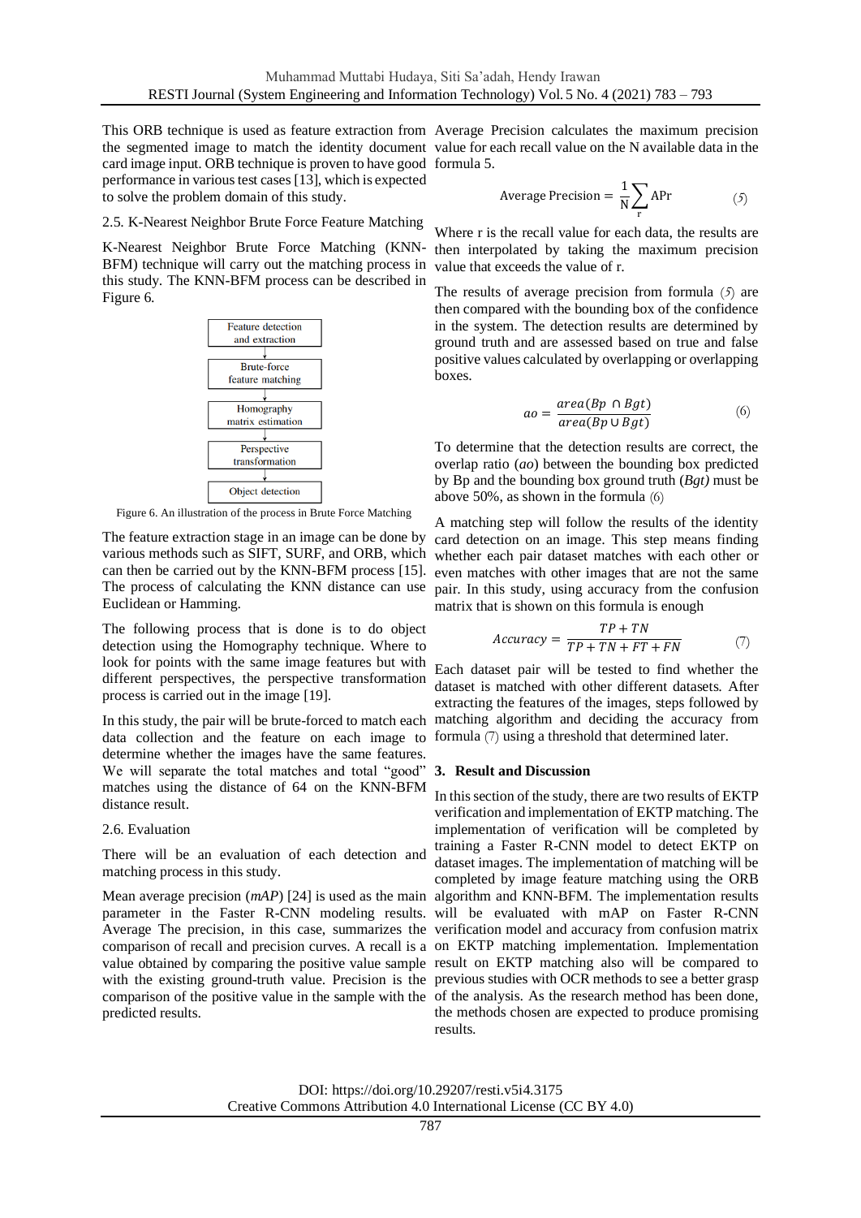This ORB technique is used as feature extraction from the segmented image to match the identity document card image input. ORB technique is proven to have good performance in various test cases [13], which is expected to solve the problem domain of this study.

### 2.5. K-Nearest Neighbor Brute Force Feature Matching

K-Nearest Neighbor Brute Force Matching (KNN-BFM) technique will carry out the matching process in this study. The KNN-BFM process can be described in Figure 6.

Feature detection and extraction → Brute-force feature matching → Homography matrix estimation → Perspective transformation → Object detection

Figure 6. An illustration of the process in Brute Force Matching

The feature extraction stage in an image can be done by various methods such as SIFT, SURF, and ORB, which can then be carried out by the KNN-BFM process [15]. The process of calculating the KNN distance can use Euclidean or Hamming.

The following process that is done is to do object detection using the Homography technique. Where to look for points with the same image features but with different perspectives, the perspective transformation process is carried out in the image [19].

In this study, the pair will be brute-forced to match each data collection and the feature on each image to determine whether the images have the same features. We will separate the total matches and total "good" matches using the distance of 64 on the KNN-BFM distance result.

### 2.6. Evaluation

There will be an evaluation of each detection and matching process in this study.

Mean average precision (*mAP*) [24] is used as the main parameter in the Faster R-CNN modeling results. Average The precision, in this case, summarizes the comparison of recall and precision curves. A recall is a value obtained by comparing the positive value sample with the existing ground-truth value. Precision is the comparison of the positive value in the sample with the predicted results.

Average Precision calculates the maximum precision value for each recall value on the N available data in the formula 5.

$$\text{Average Precision} = \frac{1}{N}\sum_{r} \text{APr} \tag{5}$$

Where r is the recall value for each data, the results are then interpolated by taking the maximum precision value that exceeds the value of r.

The results of average precision from formula (5) are then compared with the bounding box of the confidence in the system. The detection results are determined by ground truth and are assessed based on true and false positive values calculated by overlapping or overlapping boxes.

$$ao = \frac{area(Bp \cap Bgt)}{area(Bp \cup Bgt)} \tag{6}$$

To determine that the detection results are correct, the overlap ratio (*ao*) between the bounding box predicted by Bp and the bounding box ground truth (*Bgt)* must be above 50%, as shown in the formula (6)

A matching step will follow the results of the identity card detection on an image. This step means finding whether each pair dataset matches with each other or even matches with other images that are not the same pair. In this study, using accuracy from the confusion matrix that is shown on this formula is enough

$$Accuracy = \frac{TP + TN}{TP + TN + FT + FN} \tag{7}$$

Each dataset pair will be tested to find whether the dataset is matched with other different datasets. After extracting the features of the images, steps followed by matching algorithm and deciding the accuracy from formula (7) using a threshold that determined later.

## 3. Result and Discussion

In this section of the study, there are two results of EKTP verification and implementation of EKTP matching. The implementation of verification will be completed by training a Faster R-CNN model to detect EKTP on dataset images. The implementation of matching will be completed by image feature matching using the ORB algorithm and KNN-BFM. The implementation results will be evaluated with mAP on Faster R-CNN verification model and accuracy from confusion matrix on EKTP matching implementation. Implementation result on EKTP matching also will be compared to previous studies with OCR methods to see a better grasp of the analysis. As the research method has been done, the methods chosen are expected to produce promising results.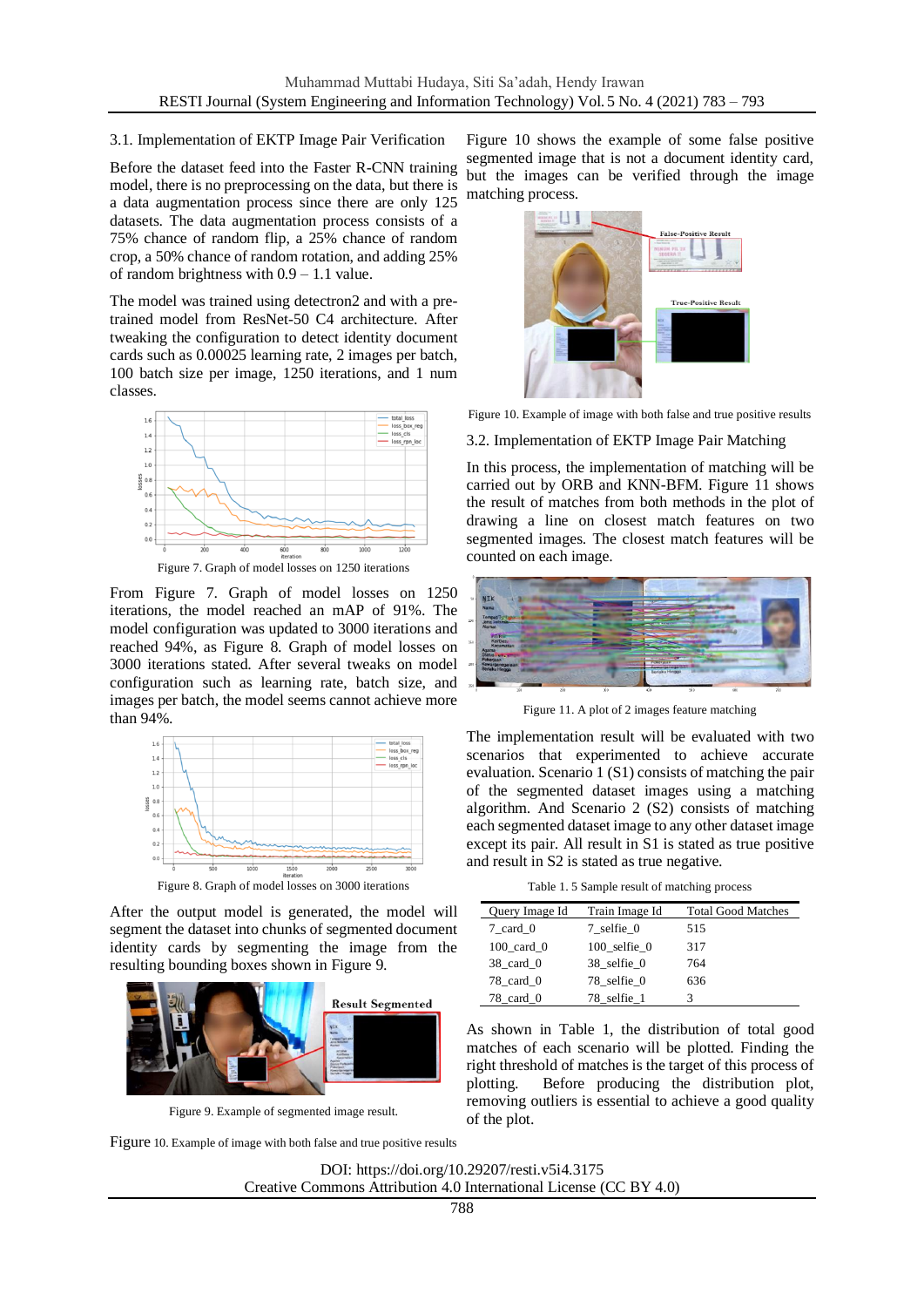### 3.1. Implementation of EKTP Image Pair Verification

Before the dataset feed into the Faster R-CNN training model, there is no preprocessing on the data, but there is a data augmentation process since there are only 125 datasets. The data augmentation process consists of a 75% chance of random flip, a 25% chance of random crop, a 50% chance of random rotation, and adding 25% of random brightness with 0.9 – 1.1 value.

The model was trained using detectron2 and with a pre-trained model from ResNet-50 C4 architecture. After tweaking the configuration to detect identity document cards such as 0.00025 learning rate, 2 images per batch, 100 batch size per image, 1250 iterations, and 1 num classes.

Figure 7. Graph of model losses on 1250 iterations

From Figure 7. Graph of model losses on 1250 iterations, the model reached an mAP of 91%. The model configuration was updated to 3000 iterations and reached 94%, as Figure 8. Graph of model losses on 3000 iterations stated. After several tweaks on model configuration such as learning rate, batch size, and images per batch, the model seems cannot achieve more than 94%.

Figure 8. Graph of model losses on 3000 iterations

After the output model is generated, the model will segment the dataset into chunks of segmented document identity cards by segmenting the image from the resulting bounding boxes shown in Figure 9.

Figure 9. Example of segmented image result.

Figure 10. Example of image with both false and true positive results

Figure 10 shows the example of some false positive segmented image that is not a document identity card, but the images can be verified through the image matching process.

Figure 10. Example of image with both false and true positive results

### 3.2. Implementation of EKTP Image Pair Matching

In this process, the implementation of matching will be carried out by ORB and KNN-BFM. Figure 11 shows the result of matches from both methods in the plot of drawing a line on closest match features on two segmented images. The closest match features will be counted on each image.

Figure 11. A plot of 2 images feature matching

The implementation result will be evaluated with two scenarios that experimented to achieve accurate evaluation. Scenario 1 (S1) consists of matching the pair of the segmented dataset images using a matching algorithm. And Scenario 2 (S2) consists of matching each segmented dataset image to any other dataset image except its pair. All result in S1 is stated as true positive and result in S2 is stated as true negative.

Table 1. 5 Sample result of matching process

| Query Image Id | Train Image Id | Total Good Matches |
|---|---|---|
| 7_card_0 | 7_selfie_0 | 515 |
| 100_card_0 | 100_selfie_0 | 317 |
| 38_card_0 | 38_selfie_0 | 764 |
| 78_card_0 | 78_selfie_0 | 636 |
| 78_card_0 | 78_selfie_1 | 3 |

As shown in Table 1, the distribution of total good matches of each scenario will be plotted. Finding the right threshold of matches is the target of this process of plotting. Before producing the distribution plot, removing outliers is essential to achieve a good quality of the plot.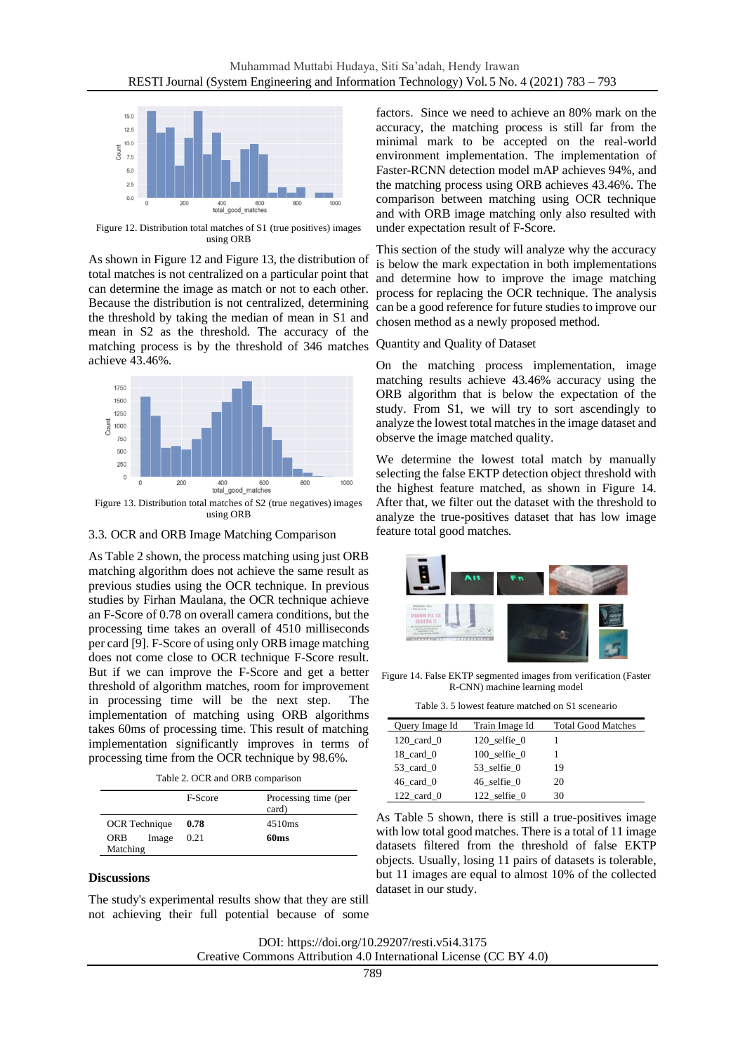Figure 12. Distribution total matches of S1 (true positives) images using ORB

As shown in Figure 12 and Figure 13, the distribution of total matches is not centralized on a particular point that can determine the image as match or not to each other. Because the distribution is not centralized, determining the threshold by taking the median of mean in S1 and mean in S2 as the threshold. The accuracy of the matching process is by the threshold of 346 matches achieve 43.46%.

Figure 13. Distribution total matches of S2 (true negatives) images using ORB

### 3.3. OCR and ORB Image Matching Comparison

As Table 2 shown, the process matching using just ORB matching algorithm does not achieve the same result as previous studies using the OCR technique. In previous studies by Firhan Maulana, the OCR technique achieve an F-Score of 0.78 on overall camera conditions, but the processing time takes an overall of 4510 milliseconds per card [9]. F-Score of using only ORB image matching does not come close to OCR technique F-Score result. But if we can improve the F-Score and get a better threshold of algorithm matches, room for improvement in processing time will be the next step. The implementation of matching using ORB algorithms takes 60ms of processing time. This result of matching implementation significantly improves in terms of processing time from the OCR technique by 98.6%.

Table 2. OCR and ORB comparison

| | F-Score | Processing time (per card) |
|---|---|---|
| OCR Technique | **0.78** | 4510ms |
| ORB Image Matching | 0.21 | **60ms** |

### Discussions

The study's experimental results show that they are still not achieving their full potential because of some factors. Since we need to achieve an 80% mark on the accuracy, the matching process is still far from the minimal mark to be accepted on the real-world environment implementation. The implementation of Faster-RCNN detection model mAP achieves 94%, and the matching process using ORB achieves 43.46%. The comparison between matching using OCR technique and with ORB image matching only also resulted with under expectation result of F-Score.

This section of the study will analyze why the accuracy is below the mark expectation in both implementations and determine how to improve the image matching process for replacing the OCR technique. The analysis can be a good reference for future studies to improve our chosen method as a newly proposed method.

Quantity and Quality of Dataset

On the matching process implementation, image matching results achieve 43.46% accuracy using the ORB algorithm that is below the expectation of the study. From S1, we will try to sort ascendingly to analyze the lowest total matches in the image dataset and observe the image matched quality.

We determine the lowest total match by manually selecting the false EKTP detection object threshold with the highest feature matched, as shown in Figure 14. After that, we filter out the dataset with the threshold to analyze the true-positives dataset that has low image feature total good matches.

Figure 14. False EKTP segmented images from verification (Faster R-CNN) machine learning model

Table 3. 5 lowest feature matched on S1 sceneario

| Query Image Id | Train Image Id | Total Good Matches |
|---|---|---|
| 120_card_0 | 120_selfie_0 | 1 |
| 18_card_0 | 100_selfie_0 | 1 |
| 53_card_0 | 53_selfie_0 | 19 |
| 46_card_0 | 46_selfie_0 | 20 |
| 122_card_0 | 122_selfie_0 | 30 |

As Table 5 shown, there is still a true-positives image with low total good matches. There is a total of 11 image datasets filtered from the threshold of false EKTP objects. Usually, losing 11 pairs of datasets is tolerable, but 11 images are equal to almost 10% of the collected dataset in our study.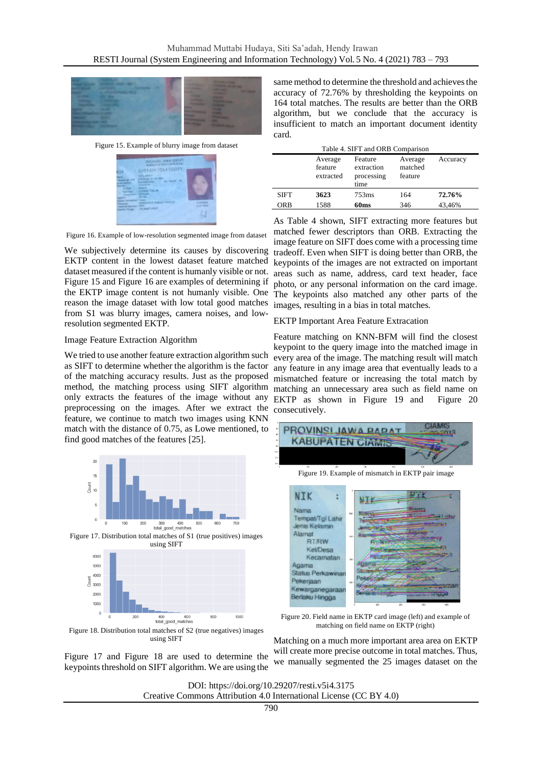Figure 15. Example of blurry image from dataset

Figure 16. Example of low-resolution segmented image from dataset

We subjectively determine its causes by discovering EKTP content in the lowest dataset feature matched dataset measured if the content is humanly visible or not. Figure 15 and Figure 16 are examples of determining if the EKTP image content is not humanly visible. One reason the image dataset with low total good matches from S1 was blurry images, camera noises, and low-resolution segmented EKTP.

Image Feature Extraction Algorithm

We tried to use another feature extraction algorithm such as SIFT to determine whether the algorithm is the factor of the matching accuracy results. Just as the proposed method, the matching process using SIFT algorithm only extracts the features of the image without any preprocessing on the images. After we extract the feature, we continue to match two images using KNN match with the distance of 0.75, as Lowe mentioned, to find good matches of the features [25].

Figure 17. Distribution total matches of S1 (true positives) images using SIFT

Figure 18. Distribution total matches of S2 (true negatives) images using SIFT

Figure 17 and Figure 18 are used to determine the keypoints threshold on SIFT algorithm. We are using the same method to determine the threshold and achieves the accuracy of 72.76% by thresholding the keypoints on 164 total matches. The results are better than the ORB algorithm, but we conclude that the accuracy is insufficient to match an important document identity card.

Table 4. SIFT and ORB Comparison

| | Average feature extracted | Feature extraction processing time | Average matched feature | Accuracy |
|---|---|---|---|---|
| SIFT | **3623** | 753ms | 164 | **72.76%** |
| ORB | 1588 | **60ms** | 346 | 43,46% |

As Table 4 shown, SIFT extracting more features but matched fewer descriptors than ORB. Extracting the image feature on SIFT does come with a processing time tradeoff. Even when SIFT is doing better than ORB, the keypoints of the images are not extracted on important areas such as name, address, card text header, face photo, or any personal information on the card image. The keypoints also matched any other parts of the images, resulting in a bias in total matches.

EKTP Important Area Feature Extracation

Feature matching on KNN-BFM will find the closest keypoint to the query image into the matched image in every area of the image. The matching result will match any feature in any image area that eventually leads to a mismatched feature or increasing the total match by matching an unnecessary area such as field name on EKTP as shown in Figure 19 and Figure 20 consecutively.

Figure 19. Example of mismatch in EKTP pair image

Figure 20. Field name in EKTP card image (left) and example of matching on field name on EKTP (right)

Matching on a much more important area area on EKTP will create more precise outcome in total matches. Thus, we manually segmented the 25 images dataset on the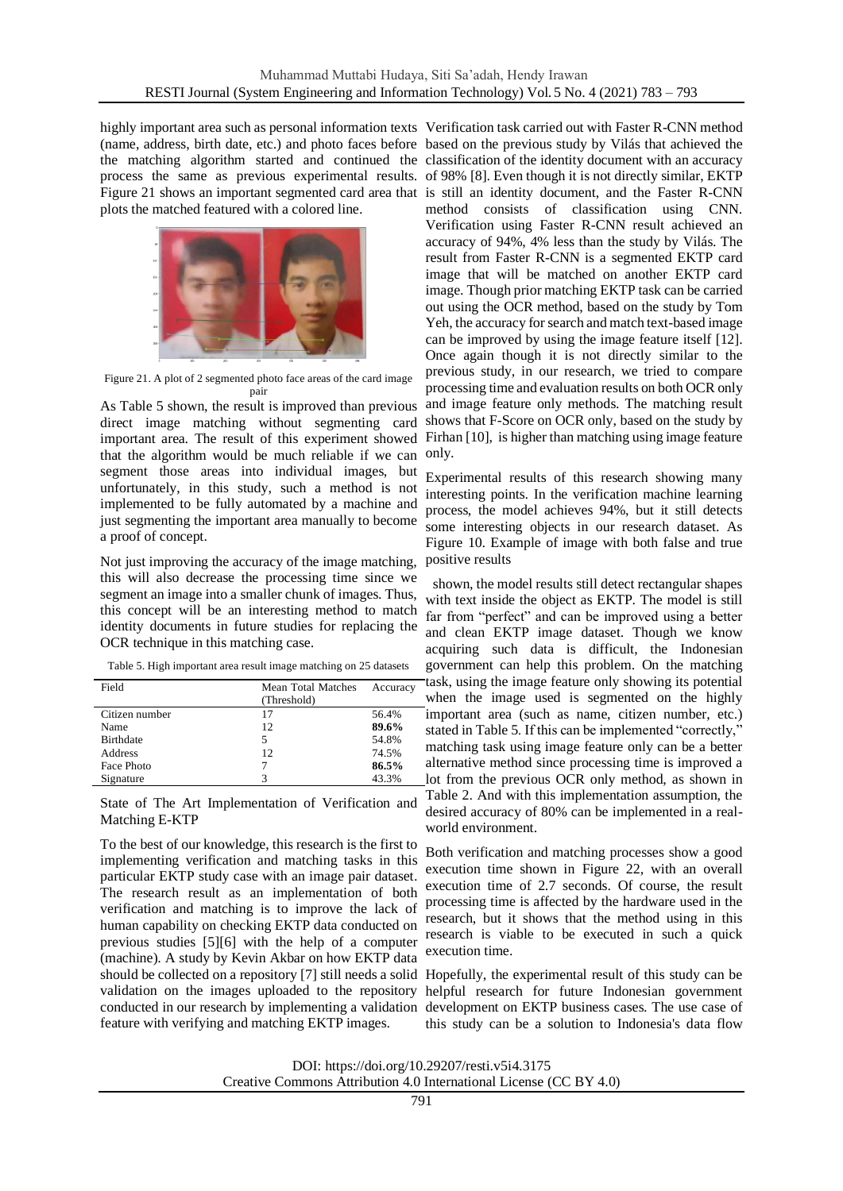highly important area such as personal information texts (name, address, birth date, etc.) and photo faces before the matching algorithm started and continued the process the same as previous experimental results. Figure 21 shows an important segmented card area that plots the matched featured with a colored line.

Figure 21. A plot of 2 segmented photo face areas of the card image pair

As Table 5 shown, the result is improved than previous direct image matching without segmenting card important area. The result of this experiment showed that the algorithm would be much reliable if we can segment those areas into individual images, but unfortunately, in this study, such a method is not implemented to be fully automated by a machine and just segmenting the important area manually to become a proof of concept.

Not just improving the accuracy of the image matching, this will also decrease the processing time since we segment an image into a smaller chunk of images. Thus, this concept will be an interesting method to match identity documents in future studies for replacing the OCR technique in this matching case.

Table 5. High important area result image matching on 25 datasets

| Field | Mean Total Matches (Threshold) | Accuracy |
|---|---|---|
| Citizen number | 17 | 56.4% |
| Name | 12 | **89.6%** |
| Birthdate | 5 | 54.8% |
| Address | 12 | 74.5% |
| Face Photo | 7 | **86.5%** |
| Signature | 3 | 43.3% |

State of The Art Implementation of Verification and Matching E-KTP

To the best of our knowledge, this research is the first to implementing verification and matching tasks in this particular EKTP study case with an image pair dataset. The research result as an implementation of both verification and matching is to improve the lack of human capability on checking EKTP data conducted on previous studies [5][6] with the help of a computer (machine). A study by Kevin Akbar on how EKTP data should be collected on a repository [7] still needs a solid validation on the images uploaded to the repository conducted in our research by implementing a validation feature with verifying and matching EKTP images.

Verification task carried out with Faster R-CNN method based on the previous study by Vilás that achieved the classification of the identity document with an accuracy of 98% [8]. Even though it is not directly similar, EKTP is still an identity document, and the Faster R-CNN method consists of classification using CNN. Verification using Faster R-CNN result achieved an accuracy of 94%, 4% less than the study by Vilás. The result from Faster R-CNN is a segmented EKTP card image that will be matched on another EKTP card image. Though prior matching EKTP task can be carried out using the OCR method, based on the study by Tom Yeh, the accuracy for search and match text-based image can be improved by using the image feature itself [12]. Once again though it is not directly similar to the previous study, in our research, we tried to compare processing time and evaluation results on both OCR only and image feature only methods. The matching result shows that F-Score on OCR only, based on the study by Firhan [10], is higher than matching using image feature only.

Experimental results of this research showing many interesting points. In the verification machine learning process, the model achieves 94%, but it still detects some interesting objects in our research dataset. As Figure 10. Example of image with both false and true positive results

shown, the model results still detect rectangular shapes with text inside the object as EKTP. The model is still far from "perfect" and can be improved using a better and clean EKTP image dataset. Though we know acquiring such data is difficult, the Indonesian government can help this problem. On the matching task, using the image feature only showing its potential when the image used is segmented on the highly important area (such as name, citizen number, etc.) stated in Table 5. If this can be implemented "correctly," matching task using image feature only can be a better alternative method since processing time is improved a lot from the previous OCR only method, as shown in Table 2. And with this implementation assumption, the desired accuracy of 80% can be implemented in a real-world environment.

Both verification and matching processes show a good execution time shown in Figure 22, with an overall execution time of 2.7 seconds. Of course, the result processing time is affected by the hardware used in the research, but it shows that the method using in this research is viable to be executed in such a quick execution time.

Hopefully, the experimental result of this study can be helpful research for future Indonesian government development on EKTP business cases. The use case of this study can be a solution to Indonesia's data flow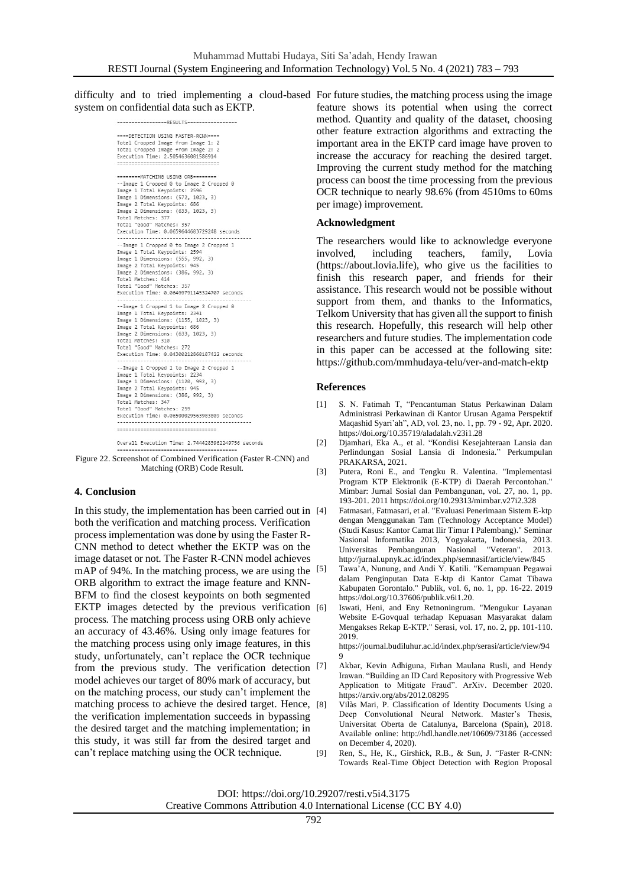difficulty and to tried implementing a cloud-based system on confidential data such as EKTP.

```
-----------------RESULTS-----------------

----DETECTION USING FASTER-RCNN----
Total Cropped Image from Image 1: 2
Total Cropped Image from Image 2: 2
Execution Time: 2.5054636001586914
====================================

=======MATCHING USING ORB=======
--Image 1 Cropped 0 to Image 2 Cropped 0
Image 1 Total Keypoints: 2596
Image 1 Dimensions: (572, 1023, 3)
Image 2 Total Keypoints: 686
Image 2 Dimensions: (633, 1023, 3)
Total Matches: 377
Total "Good" Matches: 357
Execution Time: 0.06596446037292480 seconds
----------------------------------------------
--Image 1 Cropped 0 to Image 2 Cropped 1
Image 1 Total Keypoints: 2594
Image 1 Dimensions: (555, 992, 3)
Image 2 Total Keypoints: 945
Image 2 Dimensions: (386, 992, 3)
Total Matches: 414
Total "Good" Matches: 357
Execution Time: 0.06499791145324707 seconds
----------------------------------------------
--Image 1 Cropped 1 to Image 2 Cropped 0
Image 1 Total Keypoints: 2341
Image 1 Dimensions: (1155, 1023, 3)
Image 2 Total Keypoints: 686
Image 2 Dimensions: (633, 1023, 3)
Total Matches: 310
Total "Good" Matches: 272
Execution Time: 0.04300212860107422 seconds
----------------------------------------------
--Image 1 Cropped 1 to Image 2 Cropped 1
Image 1 Total Keypoints: 2234
Image 1 Dimensions: (1120, 992, 3)
Image 2 Total Keypoints: 945
Image 2 Dimensions: (386, 992, 3)
Total Matches: 347
Total "Good" Matches: 259
Execution Time: 0.06500029563903809 seconds
----------------------------------------------
====================================

Overall Execution Time: 2.7444283962249756 seconds
-----------------------------------------
```

Figure 22. Screenshot of Combined Verification (Faster R-CNN) and Matching (ORB) Code Result.

## 4. Conclusion

In this study, the implementation has been carried out in both the verification and matching process. Verification process implementation was done by using the Faster R-CNN method to detect whether the EKTP was on the image dataset or not. The Faster R-CNN model achieves mAP of 94%. In the matching process, we are using the ORB algorithm to extract the image feature and KNN-BFM to find the closest keypoints on both segmented EKTP images detected by the previous verification process. The matching process using ORB only achieve an accuracy of 43.46%. Using only image features for the matching process using only image features, in this study, unfortunately, can't replace the OCR technique from the previous study. The verification detection model achieves our target of 80% mark of accuracy, but on the matching process, our study can't implement the matching process to achieve the desired target. Hence, the verification implementation succeeds in bypassing the desired target and the matching implementation; in this study, it was still far from the desired target and can't replace matching using the OCR technique.

For future studies, the matching process using the image feature shows its potential when using the correct method. Quantity and quality of the dataset, choosing other feature extraction algorithms and extracting the important area in the EKTP card image have proven to increase the accuracy for reaching the desired target. Improving the current study method for the matching process can boost the time processing from the previous OCR technique to nearly 98.6% (from 4510ms to 60ms per image) improvement.

## Acknowledgment

The researchers would like to acknowledge everyone involved, including teachers, family, Lovia (https://about.lovia.life), who give us the facilities to finish this research paper, and friends for their assistance. This research would not be possible without support from them, and thanks to the Informatics, Telkom University that has given all the support to finish this research. Hopefully, this research will help other researchers and future studies. The implementation code in this paper can be accessed at the following site: https://github.com/mmhudaya-telu/ver-and-match-ektp

## References

[1] S. N. Fatimah T, "Pencantuman Status Perkawinan Dalam Administrasi Perkawinan di Kantor Urusan Agama Perspektif Maqashid Syari'ah", AD, vol. 23, no. 1, pp. 79 - 92, Apr. 2020. https://doi.org/10.35719/aladalah.v23i1.28

[2] Djamhari, Eka A., et al. "Kondisi Kesejahteraan Lansia dan Perlindungan Sosial Lansia di Indonesia." Perkumpulan PRAKARSA, 2021.

[3] Putera, Roni E., and Tengku R. Valentina. "Implementasi Program KTP Elektronik (E-KTP) di Daerah Percontohan." Mimbar: Jurnal Sosial dan Pembangunan, vol. 27, no. 1, pp. 193-201. 2011 https://doi.org/10.29313/mimbar.v27i2.328

[4] Fatmasari, Fatmasari, et al. "Evaluasi Penerimaan Sistem E-ktp dengan Menggunakan Tam (Technology Acceptance Model) (Studi Kasus: Kantor Camat Ilir Timur I Palembang)." Seminar Nasional Informatika 2013, Yogyakarta, Indonesia, 2013. Universitas Pembangunan Nasional "Veteran". 2013. http://jurnal.upnyk.ac.id/index.php/semnasif/article/view/845

[5] Tawa'A, Nunung, and Andi Y. Katili. "Kemampuan Pegawai dalam Penginputan Data E-ktp di Kantor Camat Tibawa Kabupaten Gorontalo." Publik, vol. 6, no. 1, pp. 16-22. 2019 https://doi.org/10.37606/publik.v6i1.20.

[6] Iswati, Heni, and Eny Retnoningrum. "Mengukur Layanan Website E-Govqual terhadap Kepuasan Masyarakat dalam Mengakses Rekap E-KTP." Serasi, vol. 17, no. 2, pp. 101-110. 2019. https://journal.budiluhur.ac.id/index.php/serasi/article/view/949

[7] Akbar, Kevin Adhiguna, Firhan Maulana Rusli, and Hendy Irawan. "Building an ID Card Repository with Progressive Web Application to Mitigate Fraud". ArXiv. December 2020. https://arxiv.org/abs/2012.08295

[8] Vilàs Mari, P. Classification of Identity Documents Using a Deep Convolutional Neural Network. Master's Thesis, Universitat Oberta de Catalunya, Barcelona (Spain), 2018. Available online: http://hdl.handle.net/10609/73186 (accessed on December 4, 2020).

[9] Ren, S., He, K., Girshick, R.B., & Sun, J. "Faster R-CNN: Towards Real-Time Object Detection with Region Proposal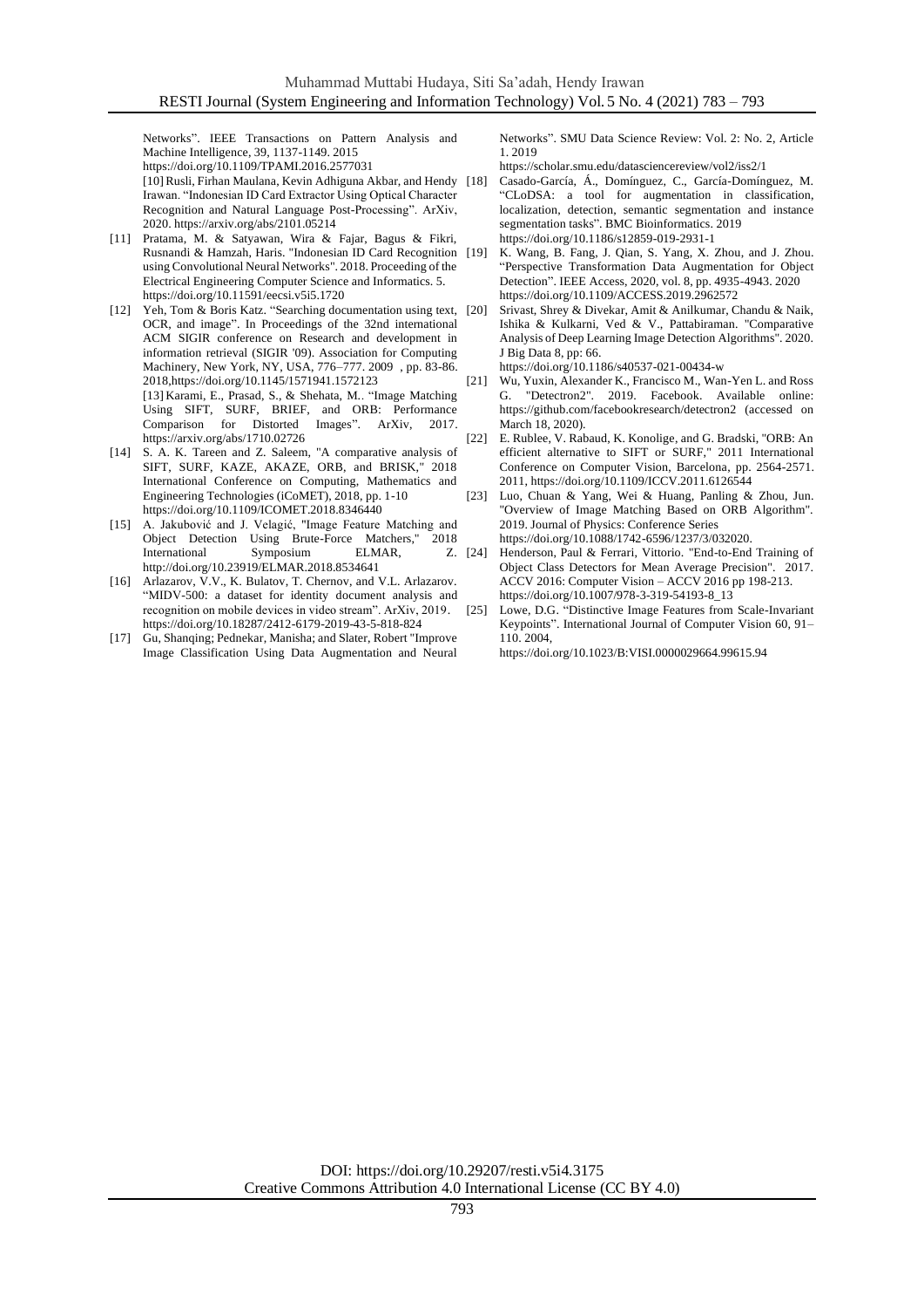Networks". IEEE Transactions on Pattern Analysis and Machine Intelligence, 39, 1137-1149. 2015 https://doi.org/10.1109/TPAMI.2016.2577031

[10] Rusli, Firhan Maulana, Kevin Adhiguna Akbar, and Hendy Irawan. "Indonesian ID Card Extractor Using Optical Character Recognition and Natural Language Post-Processing". ArXiv, 2020. https://arxiv.org/abs/2101.05214

[11] Pratama, M. & Satyawan, Wira & Fajar, Bagus & Fikri, Rusnandi & Hamzah, Haris. "Indonesian ID Card Recognition using Convolutional Neural Networks". 2018. Proceeding of the Electrical Engineering Computer Science and Informatics. 5. https://doi.org/10.11591/eecsi.v5i5.1720

[12] Yeh, Tom & Boris Katz. "Searching documentation using text, OCR, and image". In Proceedings of the 32nd international ACM SIGIR conference on Research and development in information retrieval (SIGIR '09). Association for Computing Machinery, New York, NY, USA, 776–777. 2009 , pp. 83-86. 2018,https://doi.org/10.1145/1571941.1572123

[13] Karami, E., Prasad, S., & Shehata, M.. "Image Matching Using SIFT, SURF, BRIEF, and ORB: Performance Comparison for Distorted Images". ArXiv, 2017. https://arxiv.org/abs/1710.02726

[14] S. A. K. Tareen and Z. Saleem, "A comparative analysis of SIFT, SURF, KAZE, AKAZE, ORB, and BRISK," 2018 International Conference on Computing, Mathematics and Engineering Technologies (iCoMET), 2018, pp. 1-10 https://doi.org/10.1109/ICOMET.2018.8346440

[15] A. Jakubović and J. Velagić, "Image Feature Matching and Object Detection Using Brute-Force Matchers," 2018 International Symposium ELMAR, Z. http://doi.org/10.23919/ELMAR.2018.8534641

[16] Arlazarov, V.V., K. Bulatov, T. Chernov, and V.L. Arlazarov. "MIDV-500: a dataset for identity document analysis and recognition on mobile devices in video stream". ArXiv, 2019. https://doi.org/10.18287/2412-6179-2019-43-5-818-824

[17] Gu, Shanqing; Pednekar, Manisha; and Slater, Robert "Improve Image Classification Using Data Augmentation and Neural Networks". SMU Data Science Review: Vol. 2: No. 2, Article 1. 2019 https://scholar.smu.edu/datasciencereview/vol2/iss2/1

[18] Casado-García, Á., Domínguez, C., García-Domínguez, M. "CLoDSA: a tool for augmentation in classification, localization, detection, semantic segmentation and instance segmentation tasks". BMC Bioinformatics. 2019 https://doi.org/10.1186/s12859-019-2931-1

[19] K. Wang, B. Fang, J. Qian, S. Yang, X. Zhou, and J. Zhou. "Perspective Transformation Data Augmentation for Object Detection". IEEE Access, 2020, vol. 8, pp. 4935-4943. 2020 https://doi.org/10.1109/ACCESS.2019.2962572

[20] Srivast, Shrey & Divekar, Amit & Anilkumar, Chandu & Naik, Ishika & Kulkarni, Ved & V., Pattabiraman. "Comparative Analysis of Deep Learning Image Detection Algorithms". 2020. J Big Data 8, pp: 66. https://doi.org/10.1186/s40537-021-00434-w

[21] Wu, Yuxin, Alexander K., Francisco M., Wan-Yen L. and Ross G. "Detectron2". 2019. Facebook. Available online: https://github.com/facebookresearch/detectron2 (accessed on March 18, 2020).

[22] E. Rublee, V. Rabaud, K. Konolige, and G. Bradski, "ORB: An efficient alternative to SIFT or SURF," 2011 International Conference on Computer Vision, Barcelona, pp. 2564-2571. 2011, https://doi.org/10.1109/ICCV.2011.6126544

[23] Luo, Chuan & Yang, Wei & Huang, Panling & Zhou, Jun. "Overview of Image Matching Based on ORB Algorithm". 2019. Journal of Physics: Conference Series https://doi.org/10.1088/1742-6596/1237/3/032020.

[24] Henderson, Paul & Ferrari, Vittorio. "End-to-End Training of Object Class Detectors for Mean Average Precision". 2017. ACCV 2016: Computer Vision – ACCV 2016 pp 198-213. https://doi.org/10.1007/978-3-319-54193-8_13

[25] Lowe, D.G. "Distinctive Image Features from Scale-Invariant Keypoints". International Journal of Computer Vision 60, 91–110. 2004, https://doi.org/10.1023/B:VISI.0000029664.99615.94